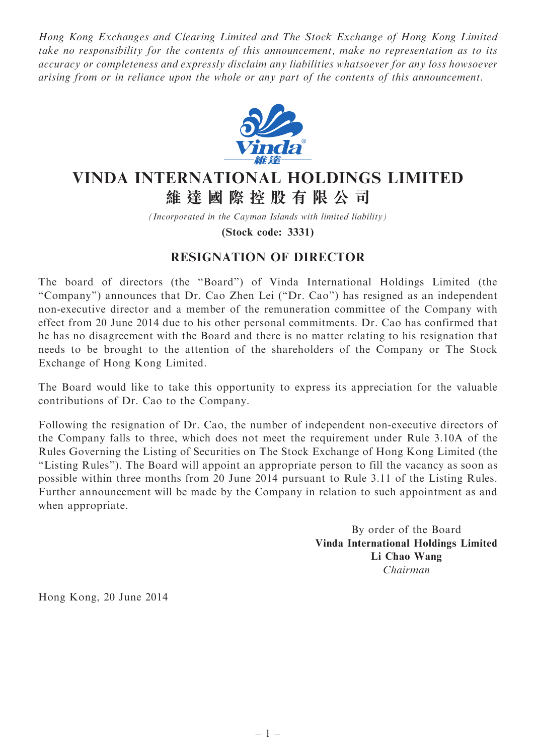*Hong Kong Exchanges and Clearing Limited and The Stock Exchange of Hong Kong Limited take no responsibility for the contents of this announcement, make no representation as to its accuracy or completeness and expressly disclaim any liabilities whatsoever for any loss howsoever arising from or in reliance upon the whole or any part of the contents of this announcement.*

# VINDA INTERNATIONAL HOLDINGS LIMITED
# 維達國際控股有限公司

*(Incorporated in the Cayman Islands with limited liability)*

**(Stock code: 3331)**

## RESIGNATION OF DIRECTOR

The board of directors (the "Board") of Vinda International Holdings Limited (the "Company") announces that Dr. Cao Zhen Lei ("Dr. Cao") has resigned as an independent non-executive director and a member of the remuneration committee of the Company with effect from 20 June 2014 due to his other personal commitments. Dr. Cao has confirmed that he has no disagreement with the Board and there is no matter relating to his resignation that needs to be brought to the attention of the shareholders of the Company or The Stock Exchange of Hong Kong Limited.

The Board would like to take this opportunity to express its appreciation for the valuable contributions of Dr. Cao to the Company.

Following the resignation of Dr. Cao, the number of independent non-executive directors of the Company falls to three, which does not meet the requirement under Rule 3.10A of the Rules Governing the Listing of Securities on The Stock Exchange of Hong Kong Limited (the "Listing Rules"). The Board will appoint an appropriate person to fill the vacancy as soon as possible within three months from 20 June 2014 pursuant to Rule 3.11 of the Listing Rules. Further announcement will be made by the Company in relation to such appointment as and when appropriate.

By order of the Board
**Vinda International Holdings Limited**
**Li Chao Wang**
*Chairman*

Hong Kong, 20 June 2014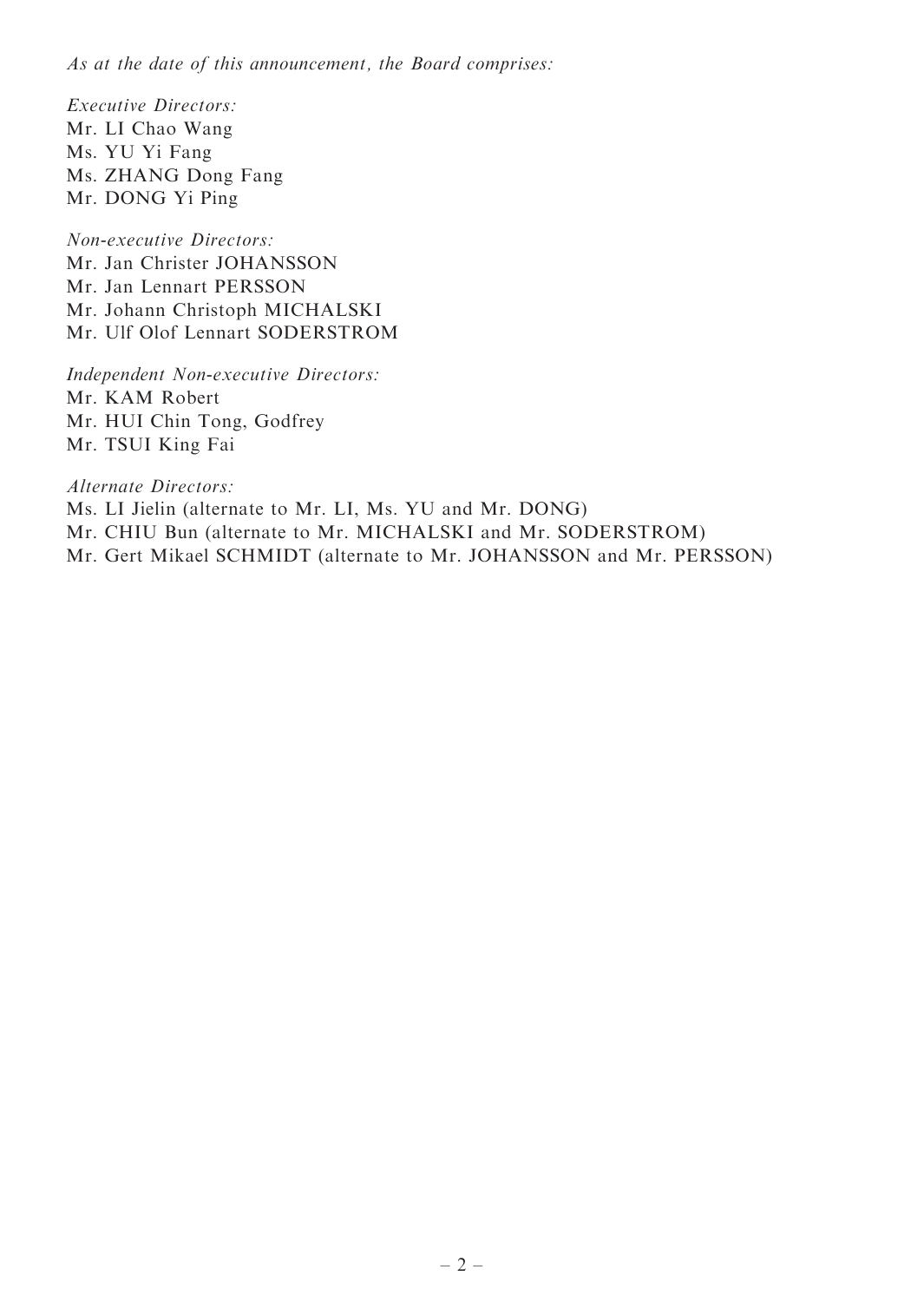*As at the date of this announcement, the Board comprises:*

*Executive Directors:*
Mr. LI Chao Wang
Ms. YU Yi Fang
Ms. ZHANG Dong Fang
Mr. DONG Yi Ping

*Non-executive Directors:*
Mr. Jan Christer JOHANSSON
Mr. Jan Lennart PERSSON
Mr. Johann Christoph MICHALSKI
Mr. Ulf Olof Lennart SODERSTROM

*Independent Non-executive Directors:*
Mr. KAM Robert
Mr. HUI Chin Tong, Godfrey
Mr. TSUI King Fai

*Alternate Directors:*
Ms. LI Jielin (alternate to Mr. LI, Ms. YU and Mr. DONG)
Mr. CHIU Bun (alternate to Mr. MICHALSKI and Mr. SODERSTROM)
Mr. Gert Mikael SCHMIDT (alternate to Mr. JOHANSSON and Mr. PERSSON)